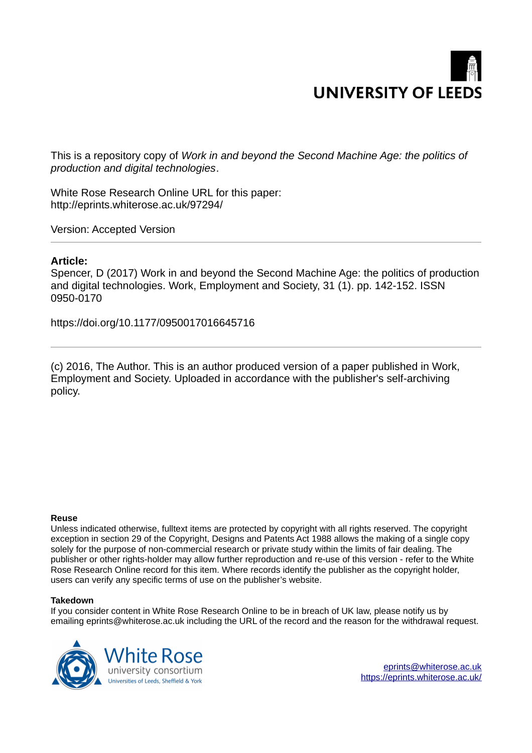UNIVERSITY OF LEEDS

This is a repository copy of *Work in and beyond the Second Machine Age: the politics of production and digital technologies*.

White Rose Research Online URL for this paper:
http://eprints.whiterose.ac.uk/97294/

Version: Accepted Version

---

**Article:**

Spencer, D (2017) Work in and beyond the Second Machine Age: the politics of production and digital technologies. Work, Employment and Society, 31 (1). pp. 142-152. ISSN 0950-0170

https://doi.org/10.1177/0950017016645716

---

(c) 2016, The Author. This is an author produced version of a paper published in Work, Employment and Society. Uploaded in accordance with the publisher's self-archiving policy.

**Reuse**

Unless indicated otherwise, fulltext items are protected by copyright with all rights reserved. The copyright exception in section 29 of the Copyright, Designs and Patents Act 1988 allows the making of a single copy solely for the purpose of non-commercial research or private study within the limits of fair dealing. The publisher or other rights-holder may allow further reproduction and re-use of this version - refer to the White Rose Research Online record for this item. Where records identify the publisher as the copyright holder, users can verify any specific terms of use on the publisher's website.

**Takedown**

If you consider content in White Rose Research Online to be in breach of UK law, please notify us by emailing eprints@whiterose.ac.uk including the URL of the record and the reason for the withdrawal request.

White Rose university consortium
Universities of Leeds, Sheffield & York

eprints@whiterose.ac.uk
https://eprints.whiterose.ac.uk/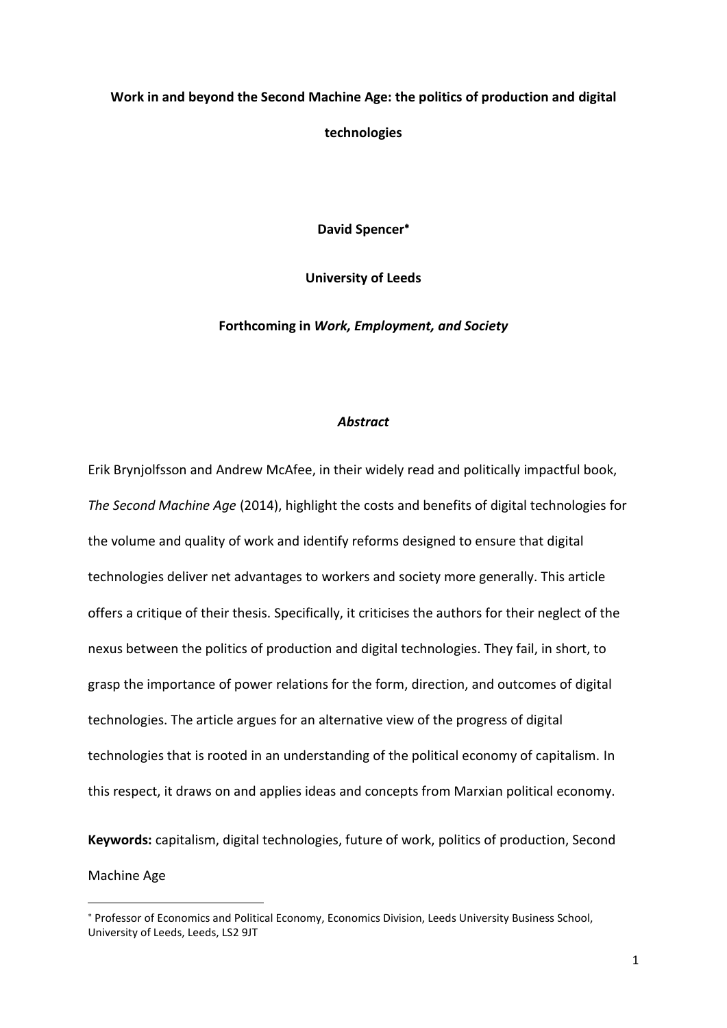**Work in and beyond the Second Machine Age: the politics of production and digital technologies**

**David Spencer**[*]

**University of Leeds**

**Forthcoming in *Work, Employment, and Society***

***Abstract***

Erik Brynjolfsson and Andrew McAfee, in their widely read and politically impactful book, *The Second Machine Age* (2014), highlight the costs and benefits of digital technologies for the volume and quality of work and identify reforms designed to ensure that digital technologies deliver net advantages to workers and society more generally. This article offers a critique of their thesis. Specifically, it criticises the authors for their neglect of the nexus between the politics of production and digital technologies. They fail, in short, to grasp the importance of power relations for the form, direction, and outcomes of digital technologies. The article argues for an alternative view of the progress of digital technologies that is rooted in an understanding of the political economy of capitalism. In this respect, it draws on and applies ideas and concepts from Marxian political economy.

**Keywords:** capitalism, digital technologies, future of work, politics of production, Second Machine Age

[*] Professor of Economics and Political Economy, Economics Division, Leeds University Business School, University of Leeds, Leeds, LS2 9JT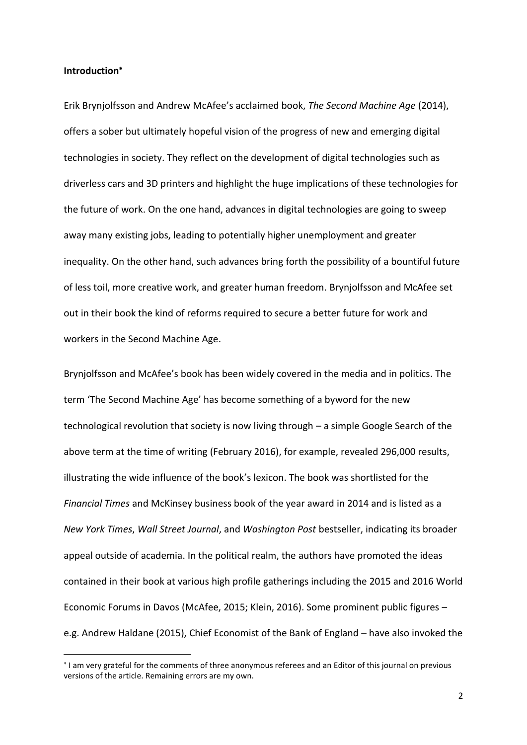**Introduction**[*]

Erik Brynjolfsson and Andrew McAfee's acclaimed book, *The Second Machine Age* (2014), offers a sober but ultimately hopeful vision of the progress of new and emerging digital technologies in society. They reflect on the development of digital technologies such as driverless cars and 3D printers and highlight the huge implications of these technologies for the future of work. On the one hand, advances in digital technologies are going to sweep away many existing jobs, leading to potentially higher unemployment and greater inequality. On the other hand, such advances bring forth the possibility of a bountiful future of less toil, more creative work, and greater human freedom. Brynjolfsson and McAfee set out in their book the kind of reforms required to secure a better future for work and workers in the Second Machine Age.

Brynjolfsson and McAfee's book has been widely covered in the media and in politics. The term 'The Second Machine Age' has become something of a byword for the new technological revolution that society is now living through – a simple Google Search of the above term at the time of writing (February 2016), for example, revealed 296,000 results, illustrating the wide influence of the book's lexicon. The book was shortlisted for the *Financial Times* and McKinsey business book of the year award in 2014 and is listed as a *New York Times*, *Wall Street Journal*, and *Washington Post* bestseller, indicating its broader appeal outside of academia. In the political realm, the authors have promoted the ideas contained in their book at various high profile gatherings including the 2015 and 2016 World Economic Forums in Davos (McAfee, 2015; Klein, 2016). Some prominent public figures – e.g. Andrew Haldane (2015), Chief Economist of the Bank of England – have also invoked the

[*] I am very grateful for the comments of three anonymous referees and an Editor of this journal on previous versions of the article. Remaining errors are my own.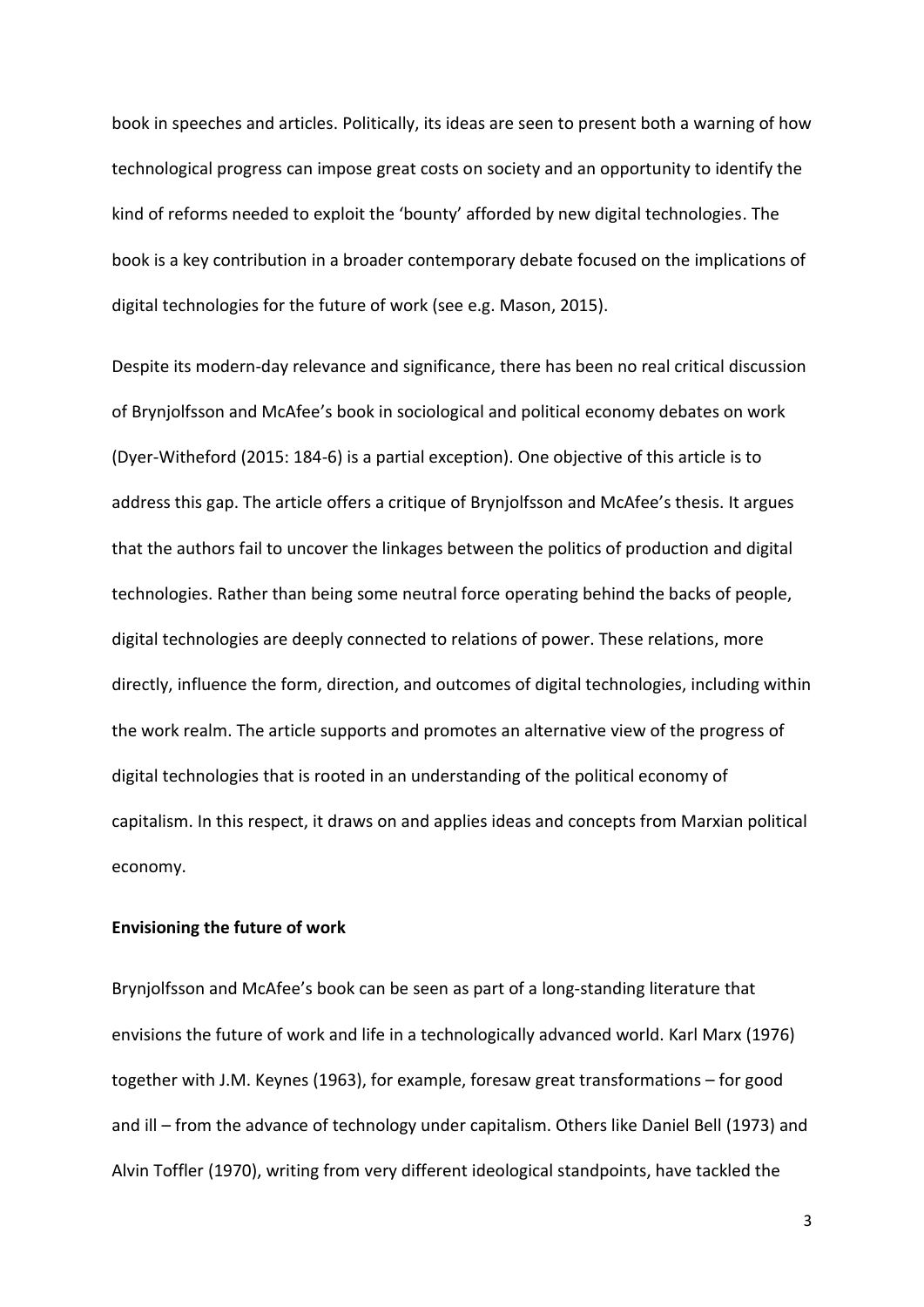book in speeches and articles. Politically, its ideas are seen to present both a warning of how technological progress can impose great costs on society and an opportunity to identify the kind of reforms needed to exploit the 'bounty' afforded by new digital technologies. The book is a key contribution in a broader contemporary debate focused on the implications of digital technologies for the future of work (see e.g. Mason, 2015).

Despite its modern-day relevance and significance, there has been no real critical discussion of Brynjolfsson and McAfee's book in sociological and political economy debates on work (Dyer-Witheford (2015: 184-6) is a partial exception). One objective of this article is to address this gap. The article offers a critique of Brynjolfsson and McAfee's thesis. It argues that the authors fail to uncover the linkages between the politics of production and digital technologies. Rather than being some neutral force operating behind the backs of people, digital technologies are deeply connected to relations of power. These relations, more directly, influence the form, direction, and outcomes of digital technologies, including within the work realm. The article supports and promotes an alternative view of the progress of digital technologies that is rooted in an understanding of the political economy of capitalism. In this respect, it draws on and applies ideas and concepts from Marxian political economy.

**Envisioning the future of work**

Brynjolfsson and McAfee's book can be seen as part of a long-standing literature that envisions the future of work and life in a technologically advanced world. Karl Marx (1976) together with J.M. Keynes (1963), for example, foresaw great transformations – for good and ill – from the advance of technology under capitalism. Others like Daniel Bell (1973) and Alvin Toffler (1970), writing from very different ideological standpoints, have tackled the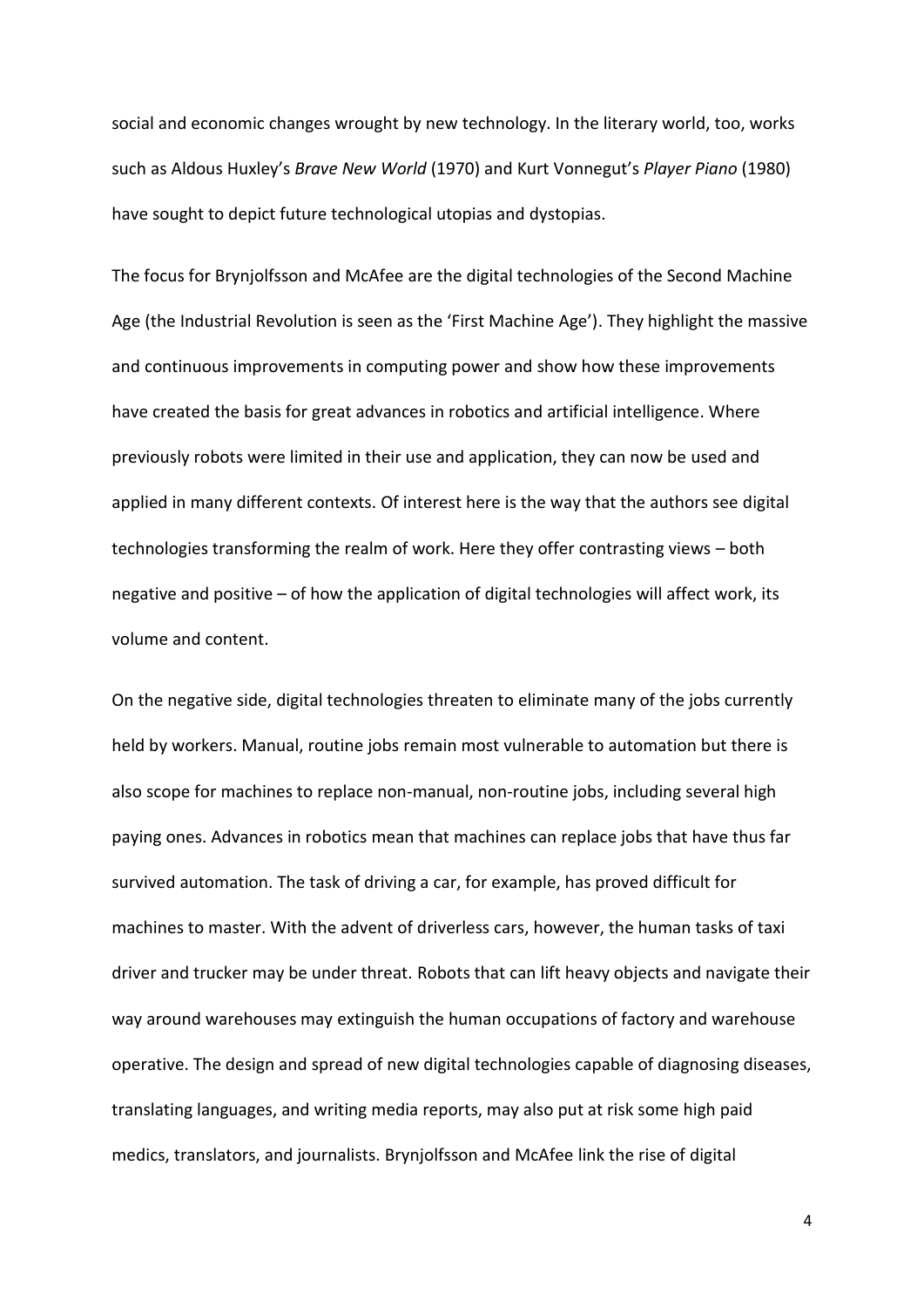social and economic changes wrought by new technology. In the literary world, too, works such as Aldous Huxley's *Brave New World* (1970) and Kurt Vonnegut's *Player Piano* (1980) have sought to depict future technological utopias and dystopias.

The focus for Brynjolfsson and McAfee are the digital technologies of the Second Machine Age (the Industrial Revolution is seen as the 'First Machine Age'). They highlight the massive and continuous improvements in computing power and show how these improvements have created the basis for great advances in robotics and artificial intelligence. Where previously robots were limited in their use and application, they can now be used and applied in many different contexts. Of interest here is the way that the authors see digital technologies transforming the realm of work. Here they offer contrasting views – both negative and positive – of how the application of digital technologies will affect work, its volume and content.

On the negative side, digital technologies threaten to eliminate many of the jobs currently held by workers. Manual, routine jobs remain most vulnerable to automation but there is also scope for machines to replace non-manual, non-routine jobs, including several high paying ones. Advances in robotics mean that machines can replace jobs that have thus far survived automation. The task of driving a car, for example, has proved difficult for machines to master. With the advent of driverless cars, however, the human tasks of taxi driver and trucker may be under threat. Robots that can lift heavy objects and navigate their way around warehouses may extinguish the human occupations of factory and warehouse operative. The design and spread of new digital technologies capable of diagnosing diseases, translating languages, and writing media reports, may also put at risk some high paid medics, translators, and journalists. Brynjolfsson and McAfee link the rise of digital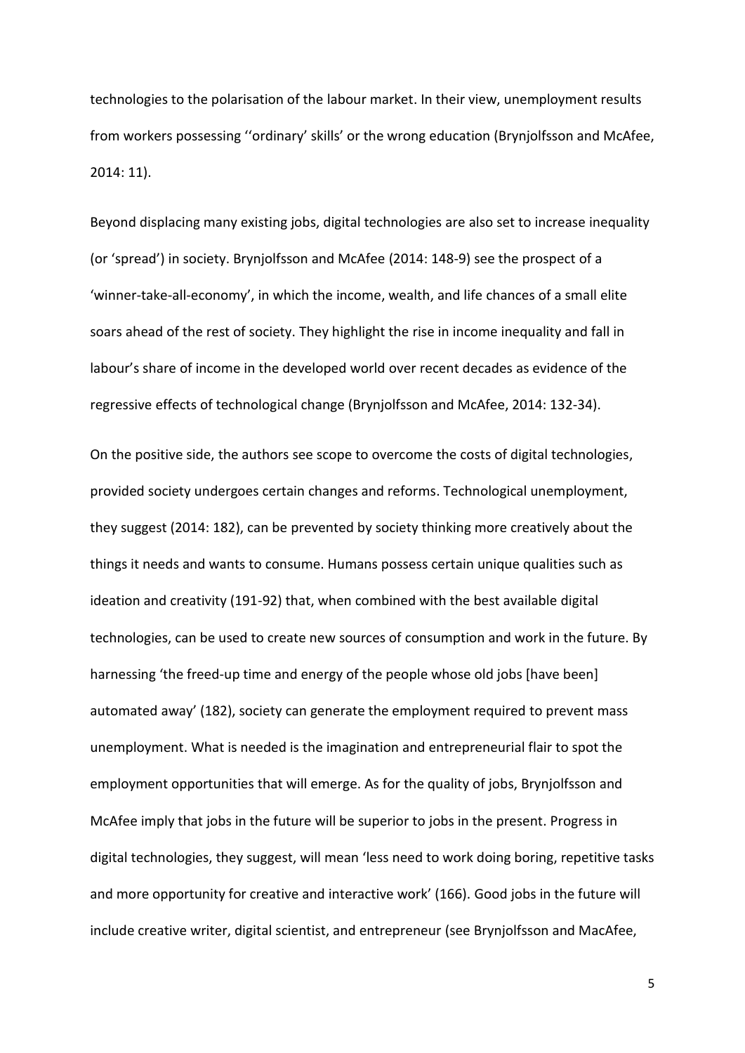technologies to the polarisation of the labour market. In their view, unemployment results from workers possessing ''ordinary' skills' or the wrong education (Brynjolfsson and McAfee, 2014: 11).

Beyond displacing many existing jobs, digital technologies are also set to increase inequality (or 'spread') in society. Brynjolfsson and McAfee (2014: 148-9) see the prospect of a 'winner-take-all-economy', in which the income, wealth, and life chances of a small elite soars ahead of the rest of society. They highlight the rise in income inequality and fall in labour's share of income in the developed world over recent decades as evidence of the regressive effects of technological change (Brynjolfsson and McAfee, 2014: 132-34).

On the positive side, the authors see scope to overcome the costs of digital technologies, provided society undergoes certain changes and reforms. Technological unemployment, they suggest (2014: 182), can be prevented by society thinking more creatively about the things it needs and wants to consume. Humans possess certain unique qualities such as ideation and creativity (191-92) that, when combined with the best available digital technologies, can be used to create new sources of consumption and work in the future. By harnessing 'the freed-up time and energy of the people whose old jobs [have been] automated away' (182), society can generate the employment required to prevent mass unemployment. What is needed is the imagination and entrepreneurial flair to spot the employment opportunities that will emerge. As for the quality of jobs, Brynjolfsson and McAfee imply that jobs in the future will be superior to jobs in the present. Progress in digital technologies, they suggest, will mean 'less need to work doing boring, repetitive tasks and more opportunity for creative and interactive work' (166). Good jobs in the future will include creative writer, digital scientist, and entrepreneur (see Brynjolfsson and MacAfee,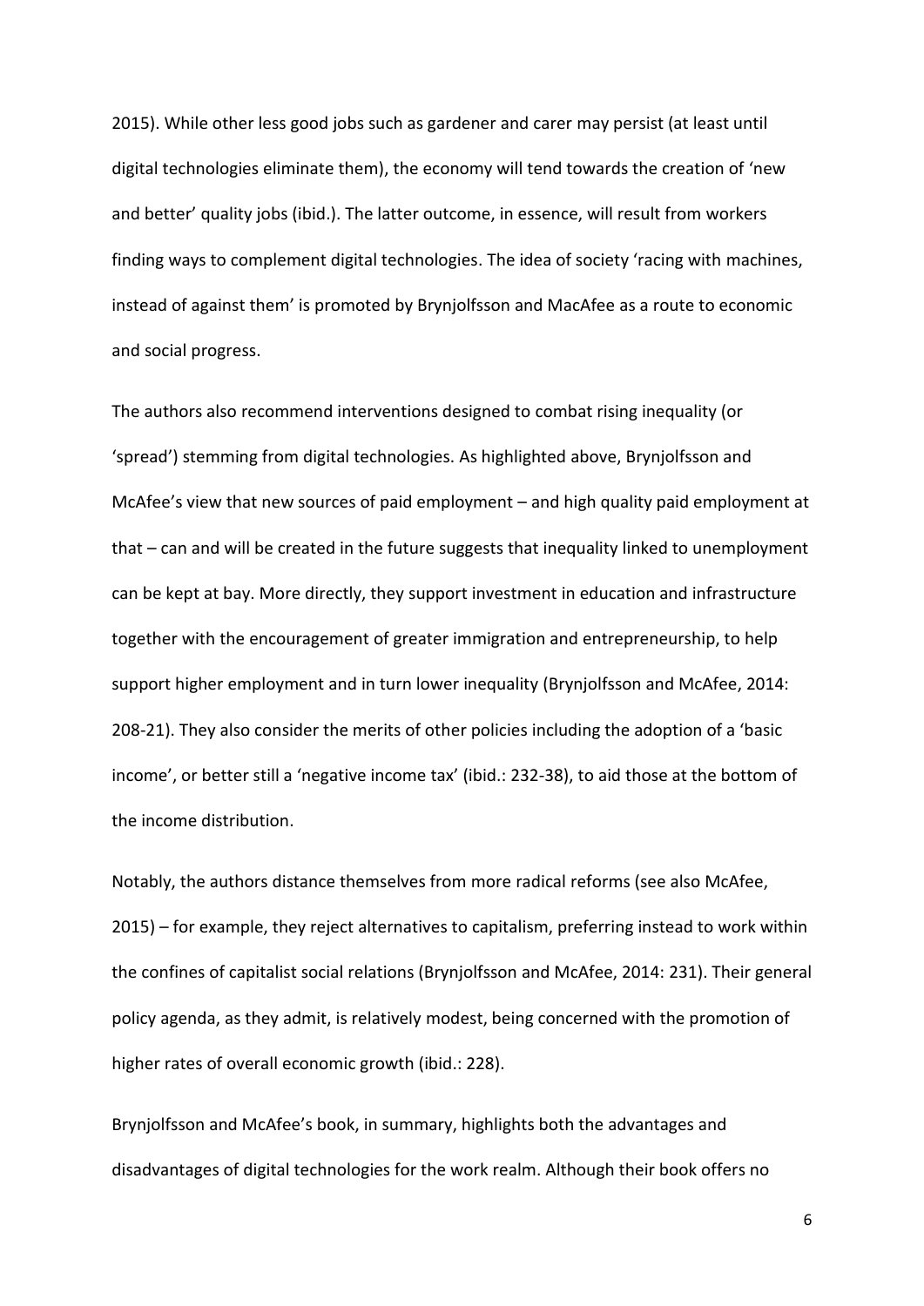2015). While other less good jobs such as gardener and carer may persist (at least until digital technologies eliminate them), the economy will tend towards the creation of 'new and better' quality jobs (ibid.). The latter outcome, in essence, will result from workers finding ways to complement digital technologies. The idea of society 'racing with machines, instead of against them' is promoted by Brynjolfsson and MacAfee as a route to economic and social progress.

The authors also recommend interventions designed to combat rising inequality (or 'spread') stemming from digital technologies. As highlighted above, Brynjolfsson and McAfee's view that new sources of paid employment – and high quality paid employment at that – can and will be created in the future suggests that inequality linked to unemployment can be kept at bay. More directly, they support investment in education and infrastructure together with the encouragement of greater immigration and entrepreneurship, to help support higher employment and in turn lower inequality (Brynjolfsson and McAfee, 2014: 208-21). They also consider the merits of other policies including the adoption of a 'basic income', or better still a 'negative income tax' (ibid.: 232-38), to aid those at the bottom of the income distribution.

Notably, the authors distance themselves from more radical reforms (see also McAfee, 2015) – for example, they reject alternatives to capitalism, preferring instead to work within the confines of capitalist social relations (Brynjolfsson and McAfee, 2014: 231). Their general policy agenda, as they admit, is relatively modest, being concerned with the promotion of higher rates of overall economic growth (ibid.: 228).

Brynjolfsson and McAfee's book, in summary, highlights both the advantages and disadvantages of digital technologies for the work realm. Although their book offers no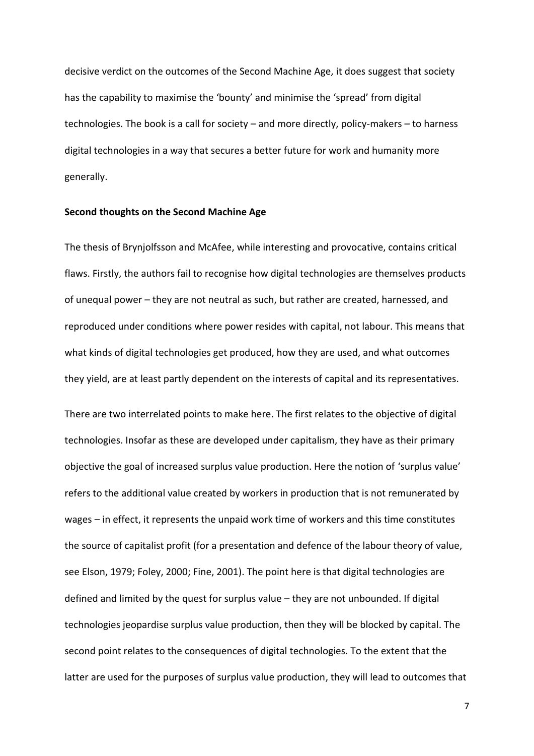decisive verdict on the outcomes of the Second Machine Age, it does suggest that society has the capability to maximise the 'bounty' and minimise the 'spread' from digital technologies. The book is a call for society – and more directly, policy-makers – to harness digital technologies in a way that secures a better future for work and humanity more generally.

**Second thoughts on the Second Machine Age**

The thesis of Brynjolfsson and McAfee, while interesting and provocative, contains critical flaws. Firstly, the authors fail to recognise how digital technologies are themselves products of unequal power – they are not neutral as such, but rather are created, harnessed, and reproduced under conditions where power resides with capital, not labour. This means that what kinds of digital technologies get produced, how they are used, and what outcomes they yield, are at least partly dependent on the interests of capital and its representatives.

There are two interrelated points to make here. The first relates to the objective of digital technologies. Insofar as these are developed under capitalism, they have as their primary objective the goal of increased surplus value production. Here the notion of 'surplus value' refers to the additional value created by workers in production that is not remunerated by wages – in effect, it represents the unpaid work time of workers and this time constitutes the source of capitalist profit (for a presentation and defence of the labour theory of value, see Elson, 1979; Foley, 2000; Fine, 2001). The point here is that digital technologies are defined and limited by the quest for surplus value – they are not unbounded. If digital technologies jeopardise surplus value production, then they will be blocked by capital. The second point relates to the consequences of digital technologies. To the extent that the latter are used for the purposes of surplus value production, they will lead to outcomes that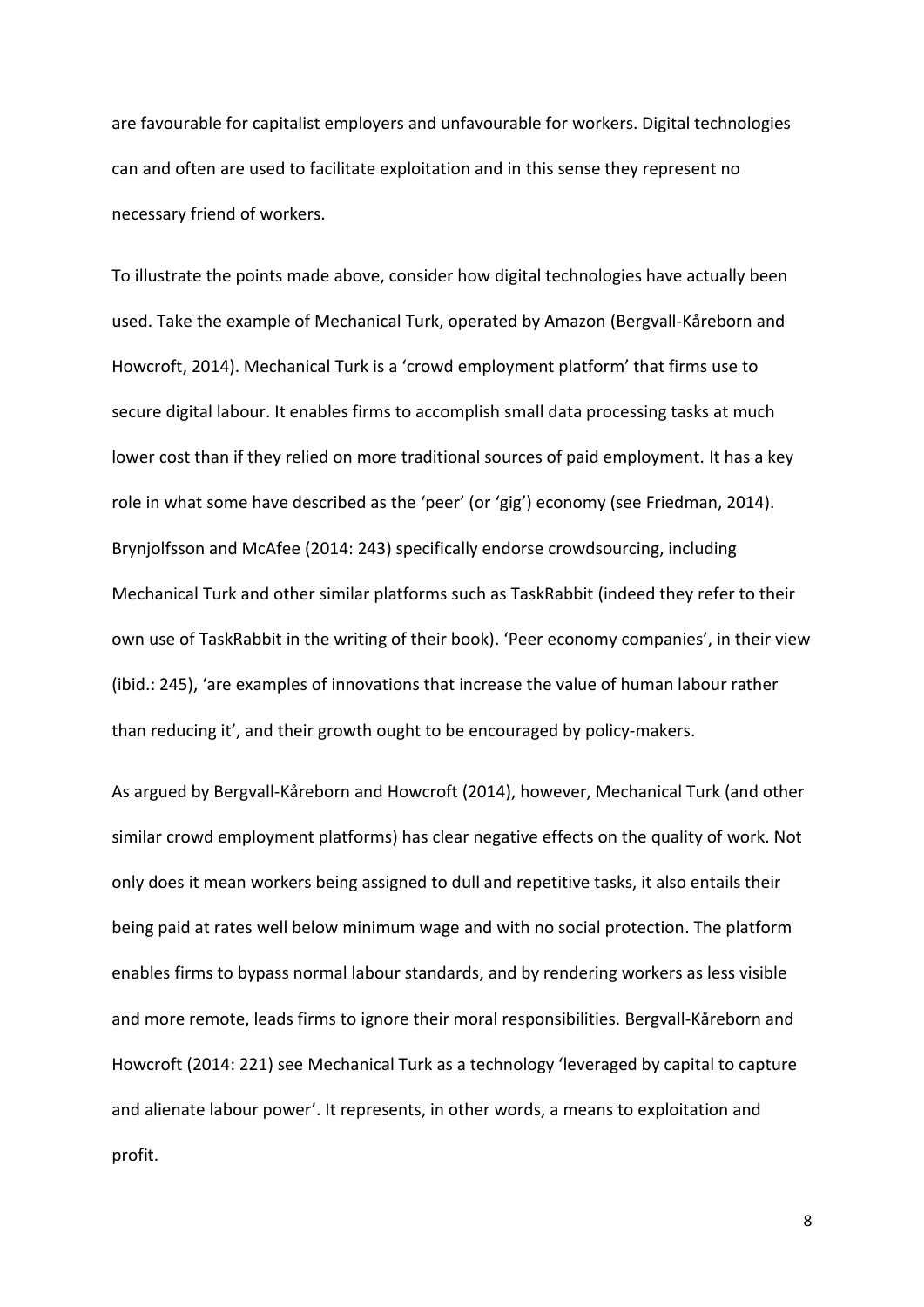are favourable for capitalist employers and unfavourable for workers. Digital technologies can and often are used to facilitate exploitation and in this sense they represent no necessary friend of workers.

To illustrate the points made above, consider how digital technologies have actually been used. Take the example of Mechanical Turk, operated by Amazon (Bergvall-Kåreborn and Howcroft, 2014). Mechanical Turk is a 'crowd employment platform' that firms use to secure digital labour. It enables firms to accomplish small data processing tasks at much lower cost than if they relied on more traditional sources of paid employment. It has a key role in what some have described as the 'peer' (or 'gig') economy (see Friedman, 2014). Brynjolfsson and McAfee (2014: 243) specifically endorse crowdsourcing, including Mechanical Turk and other similar platforms such as TaskRabbit (indeed they refer to their own use of TaskRabbit in the writing of their book). 'Peer economy companies', in their view (ibid.: 245), 'are examples of innovations that increase the value of human labour rather than reducing it', and their growth ought to be encouraged by policy-makers.

As argued by Bergvall-Kåreborn and Howcroft (2014), however, Mechanical Turk (and other similar crowd employment platforms) has clear negative effects on the quality of work. Not only does it mean workers being assigned to dull and repetitive tasks, it also entails their being paid at rates well below minimum wage and with no social protection. The platform enables firms to bypass normal labour standards, and by rendering workers as less visible and more remote, leads firms to ignore their moral responsibilities. Bergvall-Kåreborn and Howcroft (2014: 221) see Mechanical Turk as a technology 'leveraged by capital to capture and alienate labour power'. It represents, in other words, a means to exploitation and profit.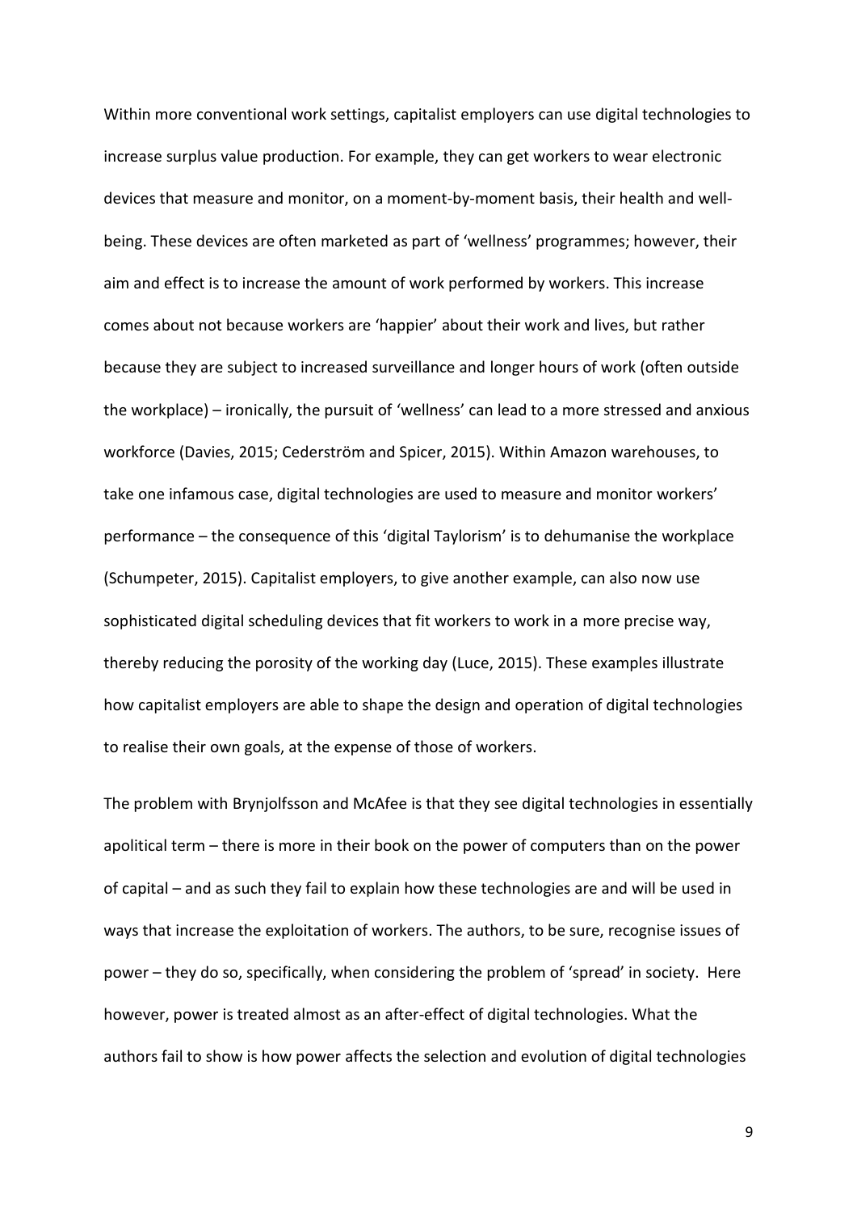Within more conventional work settings, capitalist employers can use digital technologies to increase surplus value production. For example, they can get workers to wear electronic devices that measure and monitor, on a moment-by-moment basis, their health and well-being. These devices are often marketed as part of 'wellness' programmes; however, their aim and effect is to increase the amount of work performed by workers. This increase comes about not because workers are 'happier' about their work and lives, but rather because they are subject to increased surveillance and longer hours of work (often outside the workplace) – ironically, the pursuit of 'wellness' can lead to a more stressed and anxious workforce (Davies, 2015; Cederström and Spicer, 2015). Within Amazon warehouses, to take one infamous case, digital technologies are used to measure and monitor workers' performance – the consequence of this 'digital Taylorism' is to dehumanise the workplace (Schumpeter, 2015). Capitalist employers, to give another example, can also now use sophisticated digital scheduling devices that fit workers to work in a more precise way, thereby reducing the porosity of the working day (Luce, 2015). These examples illustrate how capitalist employers are able to shape the design and operation of digital technologies to realise their own goals, at the expense of those of workers.

The problem with Brynjolfsson and McAfee is that they see digital technologies in essentially apolitical term – there is more in their book on the power of computers than on the power of capital – and as such they fail to explain how these technologies are and will be used in ways that increase the exploitation of workers. The authors, to be sure, recognise issues of power – they do so, specifically, when considering the problem of 'spread' in society. Here however, power is treated almost as an after-effect of digital technologies. What the authors fail to show is how power affects the selection and evolution of digital technologies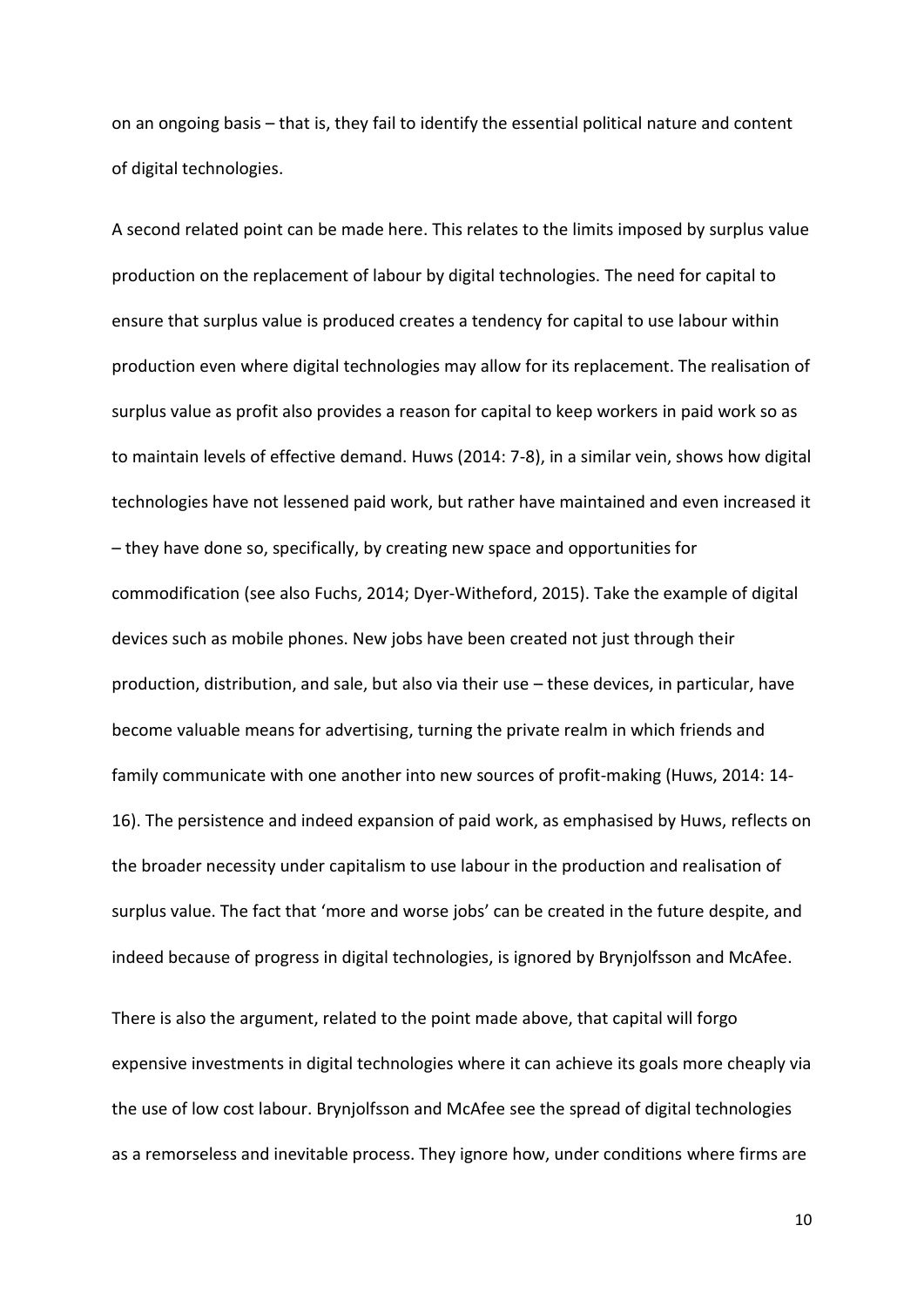on an ongoing basis – that is, they fail to identify the essential political nature and content of digital technologies.

A second related point can be made here. This relates to the limits imposed by surplus value production on the replacement of labour by digital technologies. The need for capital to ensure that surplus value is produced creates a tendency for capital to use labour within production even where digital technologies may allow for its replacement. The realisation of surplus value as profit also provides a reason for capital to keep workers in paid work so as to maintain levels of effective demand. Huws (2014: 7-8), in a similar vein, shows how digital technologies have not lessened paid work, but rather have maintained and even increased it – they have done so, specifically, by creating new space and opportunities for commodification (see also Fuchs, 2014; Dyer-Witheford, 2015). Take the example of digital devices such as mobile phones. New jobs have been created not just through their production, distribution, and sale, but also via their use – these devices, in particular, have become valuable means for advertising, turning the private realm in which friends and family communicate with one another into new sources of profit-making (Huws, 2014: 14-16). The persistence and indeed expansion of paid work, as emphasised by Huws, reflects on the broader necessity under capitalism to use labour in the production and realisation of surplus value. The fact that 'more and worse jobs' can be created in the future despite, and indeed because of progress in digital technologies, is ignored by Brynjolfsson and McAfee.

There is also the argument, related to the point made above, that capital will forgo expensive investments in digital technologies where it can achieve its goals more cheaply via the use of low cost labour. Brynjolfsson and McAfee see the spread of digital technologies as a remorseless and inevitable process. They ignore how, under conditions where firms are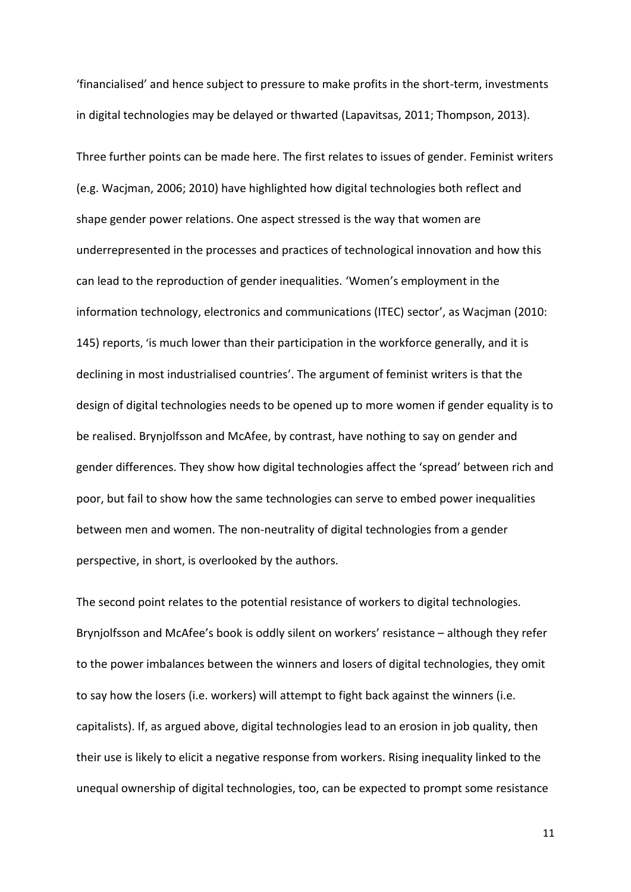'financialised' and hence subject to pressure to make profits in the short-term, investments in digital technologies may be delayed or thwarted (Lapavitsas, 2011; Thompson, 2013).

Three further points can be made here. The first relates to issues of gender. Feminist writers (e.g. Wacjman, 2006; 2010) have highlighted how digital technologies both reflect and shape gender power relations. One aspect stressed is the way that women are underrepresented in the processes and practices of technological innovation and how this can lead to the reproduction of gender inequalities. 'Women's employment in the information technology, electronics and communications (ITEC) sector', as Wacjman (2010: 145) reports, 'is much lower than their participation in the workforce generally, and it is declining in most industrialised countries'. The argument of feminist writers is that the design of digital technologies needs to be opened up to more women if gender equality is to be realised. Brynjolfsson and McAfee, by contrast, have nothing to say on gender and gender differences. They show how digital technologies affect the 'spread' between rich and poor, but fail to show how the same technologies can serve to embed power inequalities between men and women. The non-neutrality of digital technologies from a gender perspective, in short, is overlooked by the authors.

The second point relates to the potential resistance of workers to digital technologies. Brynjolfsson and McAfee's book is oddly silent on workers' resistance – although they refer to the power imbalances between the winners and losers of digital technologies, they omit to say how the losers (i.e. workers) will attempt to fight back against the winners (i.e. capitalists). If, as argued above, digital technologies lead to an erosion in job quality, then their use is likely to elicit a negative response from workers. Rising inequality linked to the unequal ownership of digital technologies, too, can be expected to prompt some resistance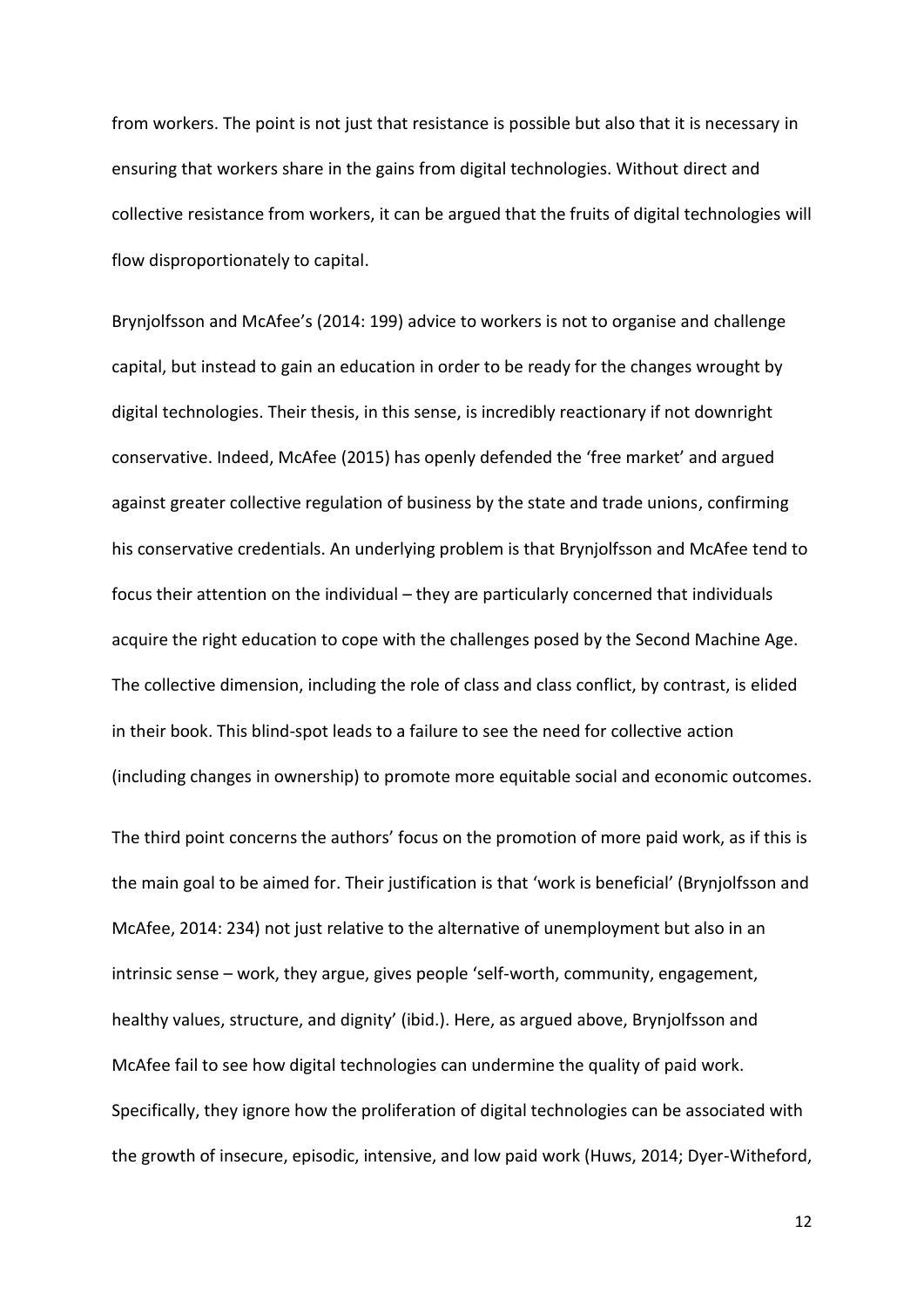from workers. The point is not just that resistance is possible but also that it is necessary in ensuring that workers share in the gains from digital technologies. Without direct and collective resistance from workers, it can be argued that the fruits of digital technologies will flow disproportionately to capital.

Brynjolfsson and McAfee's (2014: 199) advice to workers is not to organise and challenge capital, but instead to gain an education in order to be ready for the changes wrought by digital technologies. Their thesis, in this sense, is incredibly reactionary if not downright conservative. Indeed, McAfee (2015) has openly defended the 'free market' and argued against greater collective regulation of business by the state and trade unions, confirming his conservative credentials. An underlying problem is that Brynjolfsson and McAfee tend to focus their attention on the individual – they are particularly concerned that individuals acquire the right education to cope with the challenges posed by the Second Machine Age. The collective dimension, including the role of class and class conflict, by contrast, is elided in their book. This blind-spot leads to a failure to see the need for collective action (including changes in ownership) to promote more equitable social and economic outcomes.

The third point concerns the authors' focus on the promotion of more paid work, as if this is the main goal to be aimed for. Their justification is that 'work is beneficial' (Brynjolfsson and McAfee, 2014: 234) not just relative to the alternative of unemployment but also in an intrinsic sense – work, they argue, gives people 'self-worth, community, engagement, healthy values, structure, and dignity' (ibid.). Here, as argued above, Brynjolfsson and McAfee fail to see how digital technologies can undermine the quality of paid work. Specifically, they ignore how the proliferation of digital technologies can be associated with the growth of insecure, episodic, intensive, and low paid work (Huws, 2014; Dyer-Witheford,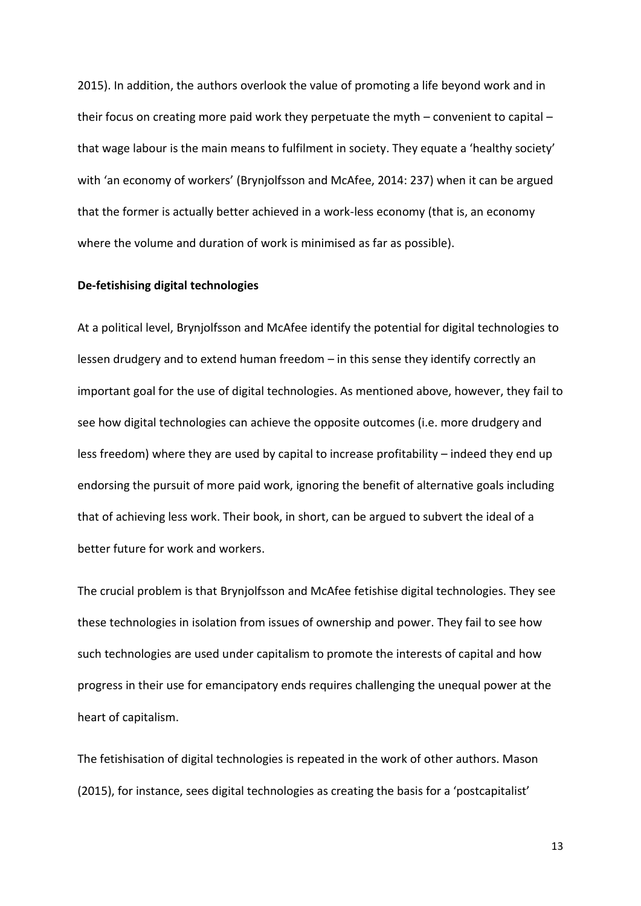2015). In addition, the authors overlook the value of promoting a life beyond work and in their focus on creating more paid work they perpetuate the myth – convenient to capital – that wage labour is the main means to fulfilment in society. They equate a 'healthy society' with 'an economy of workers' (Brynjolfsson and McAfee, 2014: 237) when it can be argued that the former is actually better achieved in a work-less economy (that is, an economy where the volume and duration of work is minimised as far as possible).

### De-fetishising digital technologies

At a political level, Brynjolfsson and McAfee identify the potential for digital technologies to lessen drudgery and to extend human freedom – in this sense they identify correctly an important goal for the use of digital technologies. As mentioned above, however, they fail to see how digital technologies can achieve the opposite outcomes (i.e. more drudgery and less freedom) where they are used by capital to increase profitability – indeed they end up endorsing the pursuit of more paid work, ignoring the benefit of alternative goals including that of achieving less work. Their book, in short, can be argued to subvert the ideal of a better future for work and workers.

The crucial problem is that Brynjolfsson and McAfee fetishise digital technologies. They see these technologies in isolation from issues of ownership and power. They fail to see how such technologies are used under capitalism to promote the interests of capital and how progress in their use for emancipatory ends requires challenging the unequal power at the heart of capitalism.

The fetishisation of digital technologies is repeated in the work of other authors. Mason (2015), for instance, sees digital technologies as creating the basis for a 'postcapitalist'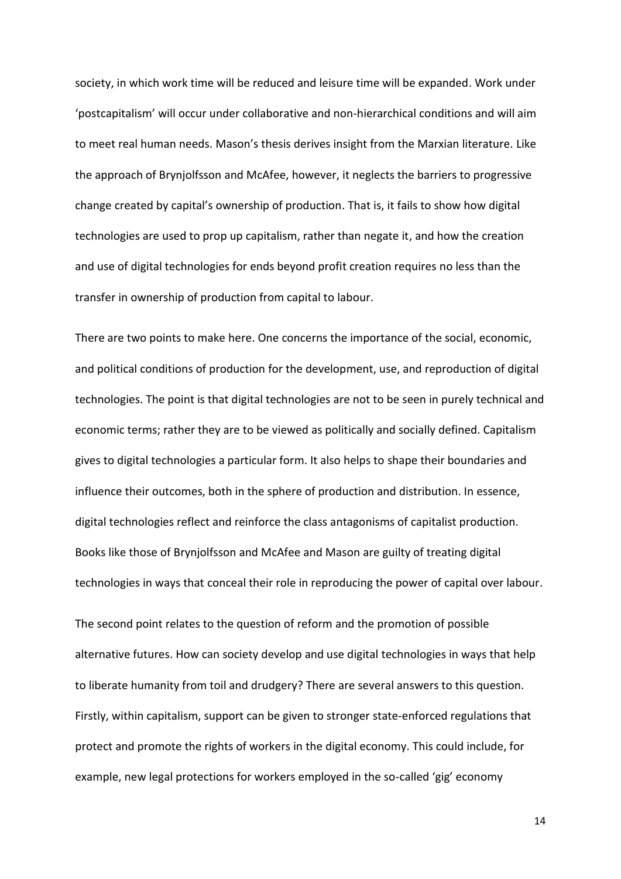society, in which work time will be reduced and leisure time will be expanded. Work under 'postcapitalism' will occur under collaborative and non-hierarchical conditions and will aim to meet real human needs. Mason's thesis derives insight from the Marxian literature. Like the approach of Brynjolfsson and McAfee, however, it neglects the barriers to progressive change created by capital's ownership of production. That is, it fails to show how digital technologies are used to prop up capitalism, rather than negate it, and how the creation and use of digital technologies for ends beyond profit creation requires no less than the transfer in ownership of production from capital to labour.

There are two points to make here. One concerns the importance of the social, economic, and political conditions of production for the development, use, and reproduction of digital technologies. The point is that digital technologies are not to be seen in purely technical and economic terms; rather they are to be viewed as politically and socially defined. Capitalism gives to digital technologies a particular form. It also helps to shape their boundaries and influence their outcomes, both in the sphere of production and distribution. In essence, digital technologies reflect and reinforce the class antagonisms of capitalist production. Books like those of Brynjolfsson and McAfee and Mason are guilty of treating digital technologies in ways that conceal their role in reproducing the power of capital over labour.

The second point relates to the question of reform and the promotion of possible alternative futures. How can society develop and use digital technologies in ways that help to liberate humanity from toil and drudgery? There are several answers to this question. Firstly, within capitalism, support can be given to stronger state-enforced regulations that protect and promote the rights of workers in the digital economy. This could include, for example, new legal protections for workers employed in the so-called 'gig' economy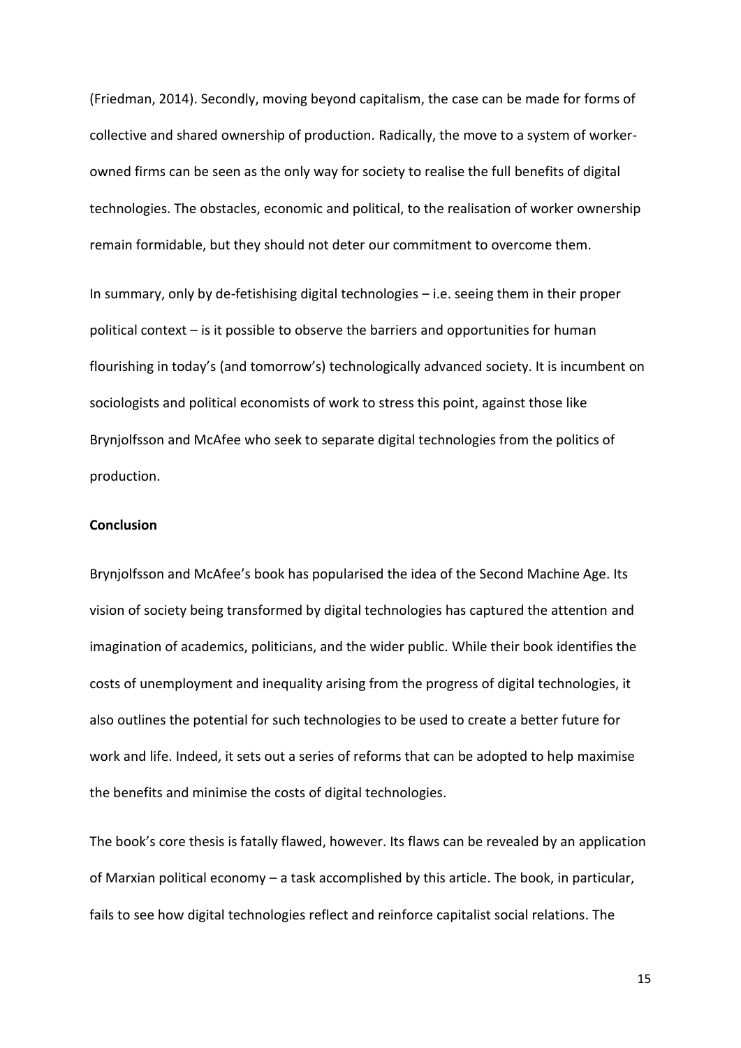(Friedman, 2014). Secondly, moving beyond capitalism, the case can be made for forms of collective and shared ownership of production. Radically, the move to a system of worker-owned firms can be seen as the only way for society to realise the full benefits of digital technologies. The obstacles, economic and political, to the realisation of worker ownership remain formidable, but they should not deter our commitment to overcome them.

In summary, only by de-fetishising digital technologies – i.e. seeing them in their proper political context – is it possible to observe the barriers and opportunities for human flourishing in today's (and tomorrow's) technologically advanced society. It is incumbent on sociologists and political economists of work to stress this point, against those like Brynjolfsson and McAfee who seek to separate digital technologies from the politics of production.

**Conclusion**

Brynjolfsson and McAfee's book has popularised the idea of the Second Machine Age. Its vision of society being transformed by digital technologies has captured the attention and imagination of academics, politicians, and the wider public. While their book identifies the costs of unemployment and inequality arising from the progress of digital technologies, it also outlines the potential for such technologies to be used to create a better future for work and life. Indeed, it sets out a series of reforms that can be adopted to help maximise the benefits and minimise the costs of digital technologies.

The book's core thesis is fatally flawed, however. Its flaws can be revealed by an application of Marxian political economy – a task accomplished by this article. The book, in particular, fails to see how digital technologies reflect and reinforce capitalist social relations. The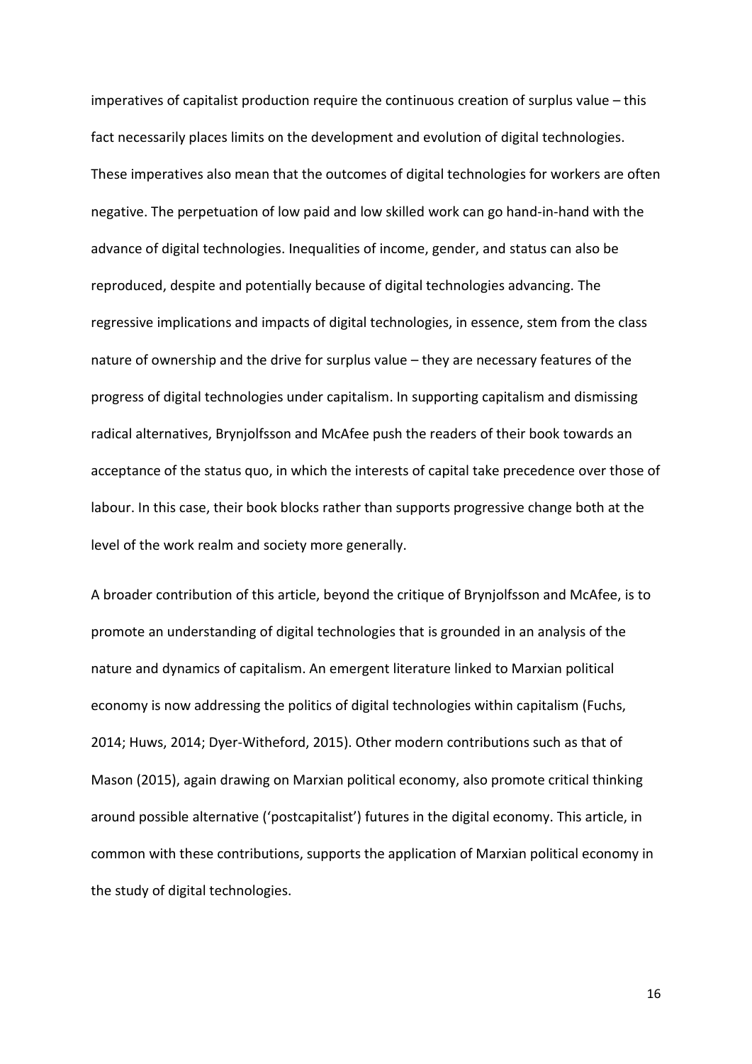imperatives of capitalist production require the continuous creation of surplus value – this fact necessarily places limits on the development and evolution of digital technologies. These imperatives also mean that the outcomes of digital technologies for workers are often negative. The perpetuation of low paid and low skilled work can go hand-in-hand with the advance of digital technologies. Inequalities of income, gender, and status can also be reproduced, despite and potentially because of digital technologies advancing. The regressive implications and impacts of digital technologies, in essence, stem from the class nature of ownership and the drive for surplus value – they are necessary features of the progress of digital technologies under capitalism. In supporting capitalism and dismissing radical alternatives, Brynjolfsson and McAfee push the readers of their book towards an acceptance of the status quo, in which the interests of capital take precedence over those of labour. In this case, their book blocks rather than supports progressive change both at the level of the work realm and society more generally.

A broader contribution of this article, beyond the critique of Brynjolfsson and McAfee, is to promote an understanding of digital technologies that is grounded in an analysis of the nature and dynamics of capitalism. An emergent literature linked to Marxian political economy is now addressing the politics of digital technologies within capitalism (Fuchs, 2014; Huws, 2014; Dyer-Witheford, 2015). Other modern contributions such as that of Mason (2015), again drawing on Marxian political economy, also promote critical thinking around possible alternative ('postcapitalist') futures in the digital economy. This article, in common with these contributions, supports the application of Marxian political economy in the study of digital technologies.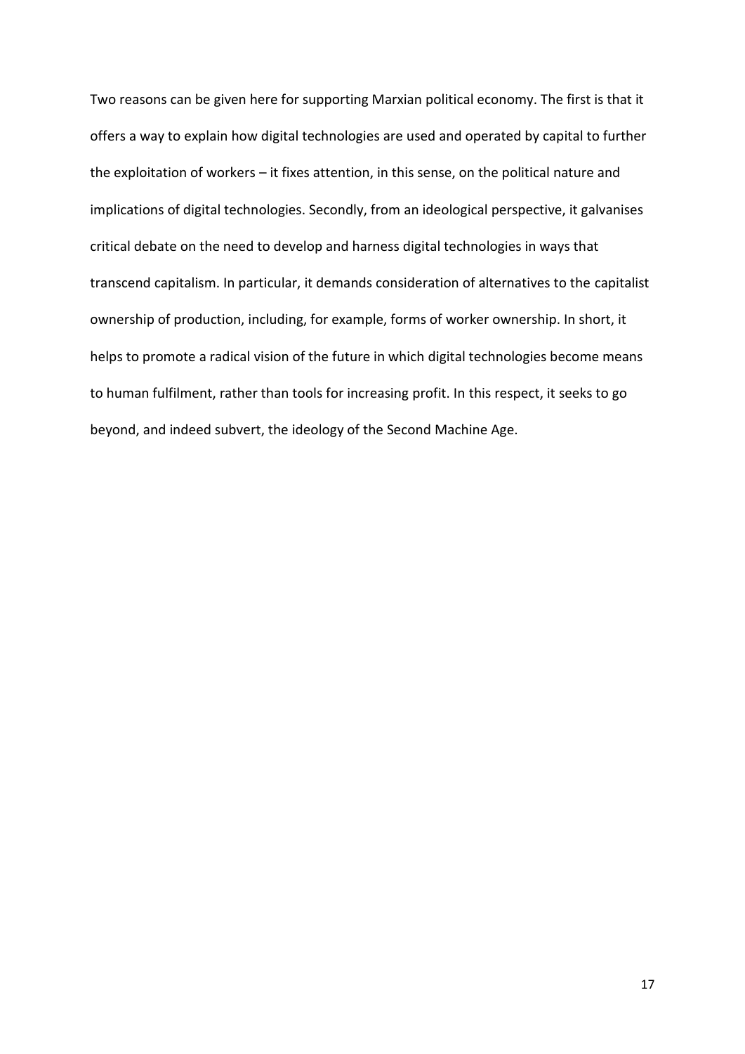Two reasons can be given here for supporting Marxian political economy. The first is that it offers a way to explain how digital technologies are used and operated by capital to further the exploitation of workers – it fixes attention, in this sense, on the political nature and implications of digital technologies. Secondly, from an ideological perspective, it galvanises critical debate on the need to develop and harness digital technologies in ways that transcend capitalism. In particular, it demands consideration of alternatives to the capitalist ownership of production, including, for example, forms of worker ownership. In short, it helps to promote a radical vision of the future in which digital technologies become means to human fulfilment, rather than tools for increasing profit. In this respect, it seeks to go beyond, and indeed subvert, the ideology of the Second Machine Age.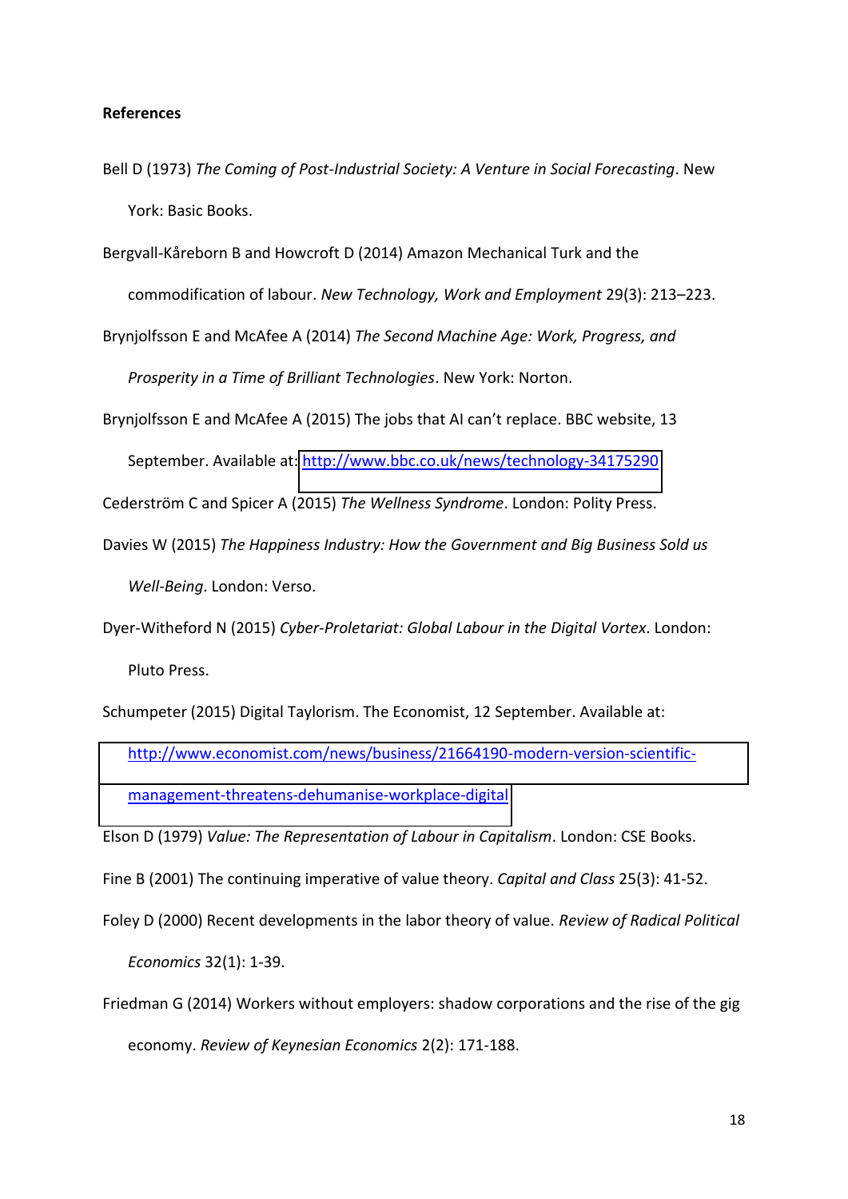**References**

Bell D (1973) *The Coming of Post-Industrial Society: A Venture in Social Forecasting*. New York: Basic Books.

Bergvall-Kåreborn B and Howcroft D (2014) Amazon Mechanical Turk and the commodification of labour. *New Technology, Work and Employment* 29(3): 213–223.

Brynjolfsson E and McAfee A (2014) *The Second Machine Age: Work, Progress, and Prosperity in a Time of Brilliant Technologies*. New York: Norton.

Brynjolfsson E and McAfee A (2015) The jobs that AI can't replace. BBC website, 13 September. Available at: http://www.bbc.co.uk/news/technology-34175290

Cederström C and Spicer A (2015) *The Wellness Syndrome*. London: Polity Press.

Davies W (2015) *The Happiness Industry: How the Government and Big Business Sold us Well-Being*. London: Verso.

Dyer-Witheford N (2015) *Cyber-Proletariat: Global Labour in the Digital Vortex*. London: Pluto Press.

Schumpeter (2015) Digital Taylorism. The Economist, 12 September. Available at: http://www.economist.com/news/business/21664190-modern-version-scientific-management-threatens-dehumanise-workplace-digital

Elson D (1979) *Value: The Representation of Labour in Capitalism*. London: CSE Books.

Fine B (2001) The continuing imperative of value theory. *Capital and Class* 25(3): 41-52.

Foley D (2000) Recent developments in the labor theory of value. *Review of Radical Political Economics* 32(1): 1-39.

Friedman G (2014) Workers without employers: shadow corporations and the rise of the gig economy. *Review of Keynesian Economics* 2(2): 171-188.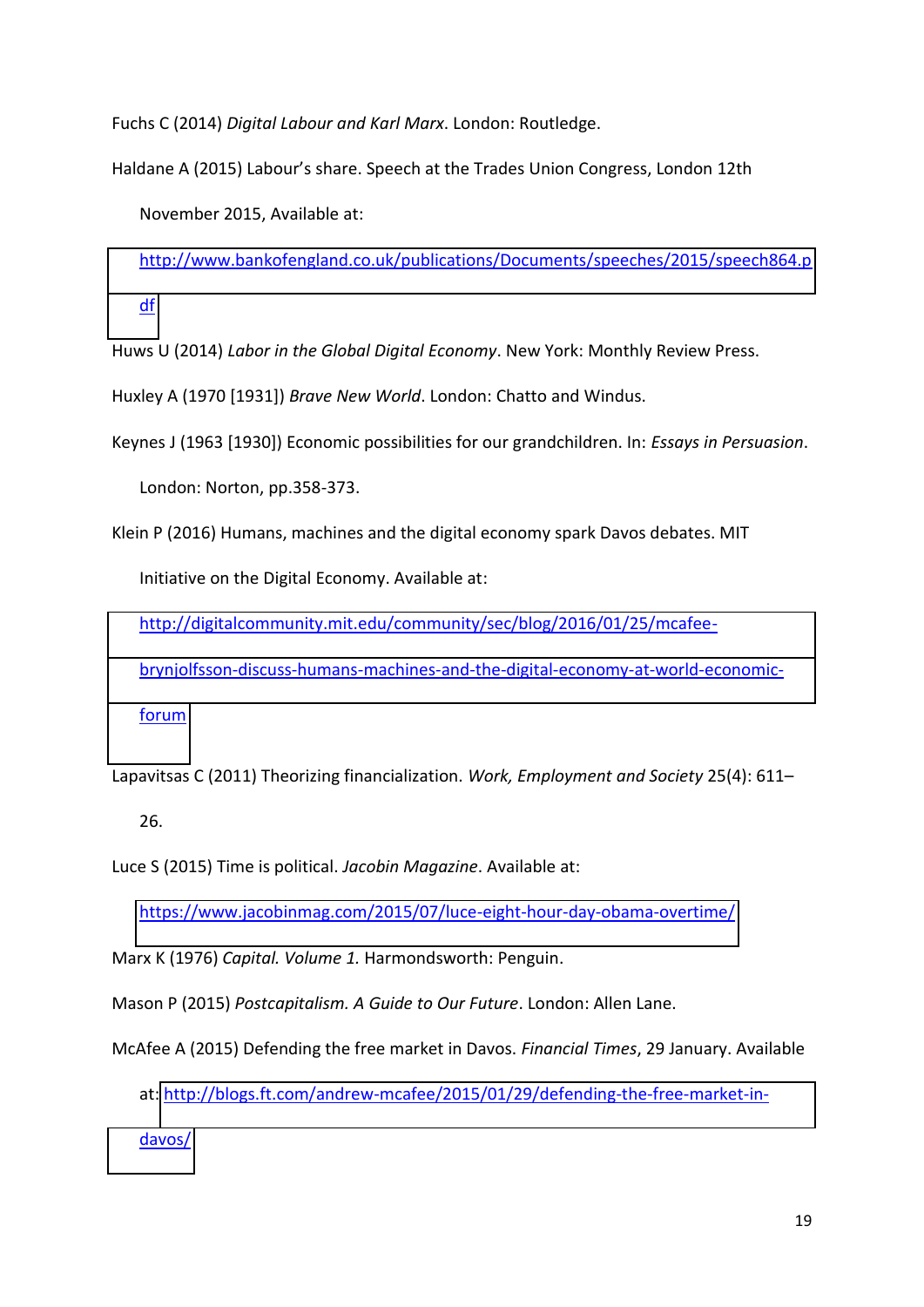Fuchs C (2014) *Digital Labour and Karl Marx*. London: Routledge.

Haldane A (2015) Labour's share. Speech at the Trades Union Congress, London 12th November 2015, Available at: http://www.bankofengland.co.uk/publications/Documents/speeches/2015/speech864.pdf

Huws U (2014) *Labor in the Global Digital Economy*. New York: Monthly Review Press.

Huxley A (1970 [1931]) *Brave New World*. London: Chatto and Windus.

Keynes J (1963 [1930]) Economic possibilities for our grandchildren. In: *Essays in Persuasion*. London: Norton, pp.358-373.

Klein P (2016) Humans, machines and the digital economy spark Davos debates. MIT Initiative on the Digital Economy. Available at: http://digitalcommunity.mit.edu/community/sec/blog/2016/01/25/mcafee-brynjolfsson-discuss-humans-machines-and-the-digital-economy-at-world-economic-forum

Lapavitsas C (2011) Theorizing financialization. *Work, Employment and Society* 25(4): 611–26.

Luce S (2015) Time is political. *Jacobin Magazine*. Available at: https://www.jacobinmag.com/2015/07/luce-eight-hour-day-obama-overtime/

Marx K (1976) *Capital. Volume 1.* Harmondsworth: Penguin.

Mason P (2015) *Postcapitalism. A Guide to Our Future*. London: Allen Lane.

McAfee A (2015) Defending the free market in Davos. *Financial Times*, 29 January. Available at: http://blogs.ft.com/andrew-mcafee/2015/01/29/defending-the-free-market-in-davos/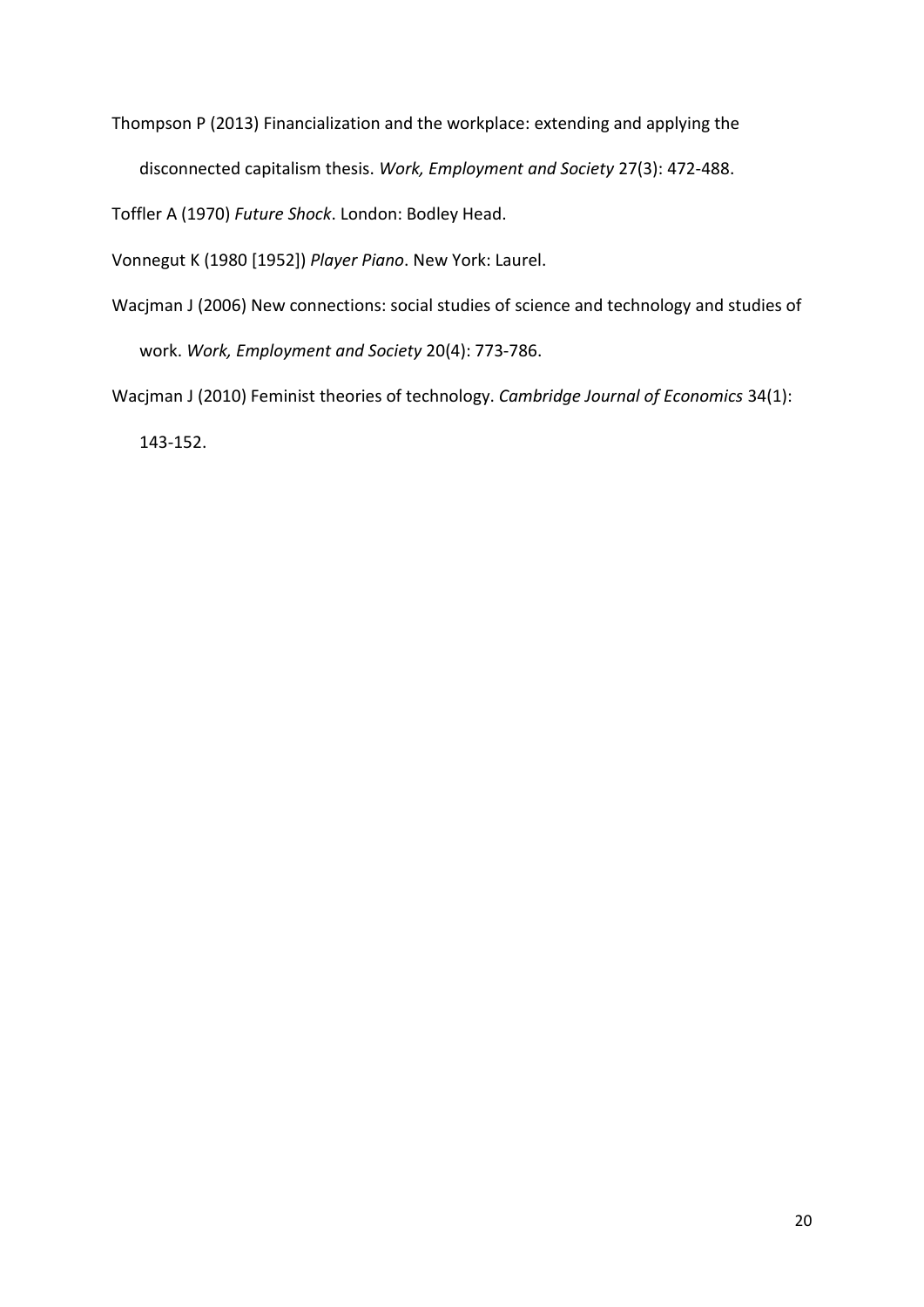Thompson P (2013) Financialization and the workplace: extending and applying the disconnected capitalism thesis. *Work, Employment and Society* 27(3): 472-488.

Toffler A (1970) *Future Shock*. London: Bodley Head.

Vonnegut K (1980 [1952]) *Player Piano*. New York: Laurel.

Wacjman J (2006) New connections: social studies of science and technology and studies of work. *Work, Employment and Society* 20(4): 773-786.

Wacjman J (2010) Feminist theories of technology. *Cambridge Journal of Economics* 34(1): 143-152.